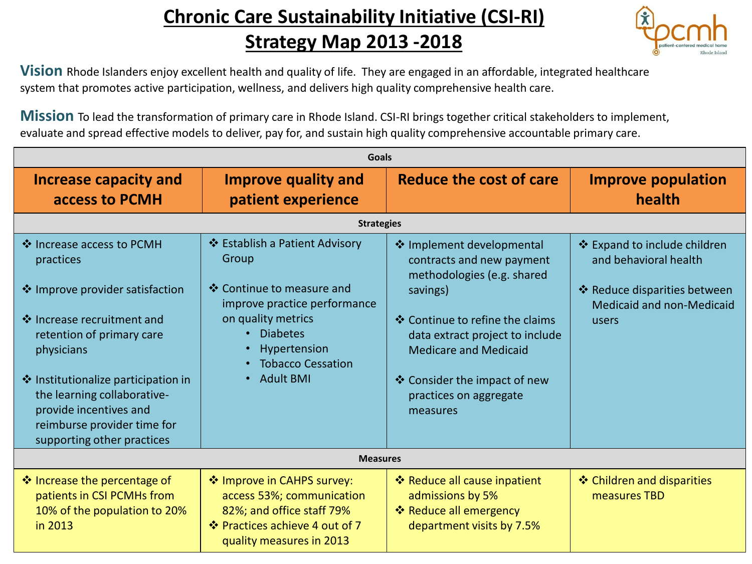# Chronic Care Sustainability Initiative (CSI-RI) Strategy Map 2013 -2018

**Vision** Rhode Islanders enjoy excellent health and quality of life. They are engaged in an affordable, integrated healthcare system that promotes active participation, wellness, and delivers high quality comprehensive health care.

**Mission** To lead the transformation of primary care in Rhode Island. CSI-RI brings together critical stakeholders to implement, evaluate and spread effective models to deliver, pay for, and sustain high quality comprehensive accountable primary care.

| **Goals** | | | |
|---|---|---|---|
| **Increase capacity and access to PCMH** | **Improve quality and patient experience** | **Reduce the cost of care** | **Improve population health** |
| **Strategies** | | | |
| ❖ Increase access to PCMH practices<br>❖ Improve provider satisfaction<br>❖ Increase recruitment and retention of primary care physicians<br>❖ Institutionalize participation in the learning collaborative- provide incentives and reimburse provider time for supporting other practices | ❖ Establish a Patient Advisory Group<br>❖ Continue to measure and improve practice performance on quality metrics<br>• Diabetes<br>• Hypertension<br>• Tobacco Cessation<br>• Adult BMI | ❖ Implement developmental contracts and new payment methodologies (e.g. shared savings)<br>❖ Continue to refine the claims data extract project to include Medicare and Medicaid<br>❖ Consider the impact of new practices on aggregate measures | ❖ Expand to include children and behavioral health<br>❖ Reduce disparities between Medicaid and non-Medicaid users |
| **Measures** | | | |
| ❖ Increase the percentage of patients in CSI PCMHs from 10% of the population to 20% in 2013 | ❖ Improve in CAHPS survey: access 53%; communication 82%; and office staff 79%<br>❖ Practices achieve 4 out of 7 quality measures in 2013 | ❖ Reduce all cause inpatient admissions by 5%<br>❖ Reduce all emergency department visits by 7.5% | ❖ Children and disparities measures TBD |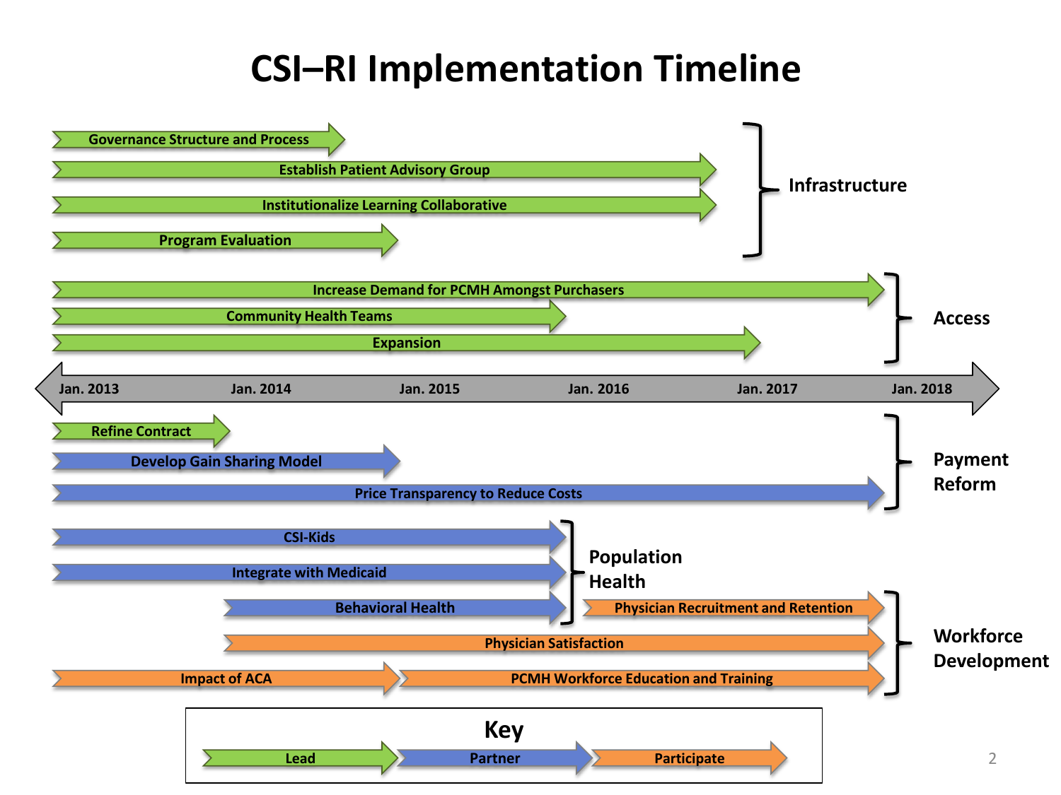# CSI–RI Implementation Timeline

Governance Structure and Process

Establish Patient Advisory Group

Institutionalize Learning Collaborative

Program Evaluation

Infrastructure

Increase Demand for PCMH Amongst Purchasers

Community Health Teams

Expansion

Access

Jan. 2013
Jan. 2014
Jan. 2015
Jan. 2016
Jan. 2017
Jan. 2018

Refine Contract

Develop Gain Sharing Model

Price Transparency to Reduce Costs

Payment Reform

CSI-Kids

Integrate with Medicaid

Behavioral Health

Population Health

Physician Recruitment and Retention

Physician Satisfaction

Impact of ACA

PCMH Workforce Education and Training

Workforce Development

Key

Lead
Partner
Participate